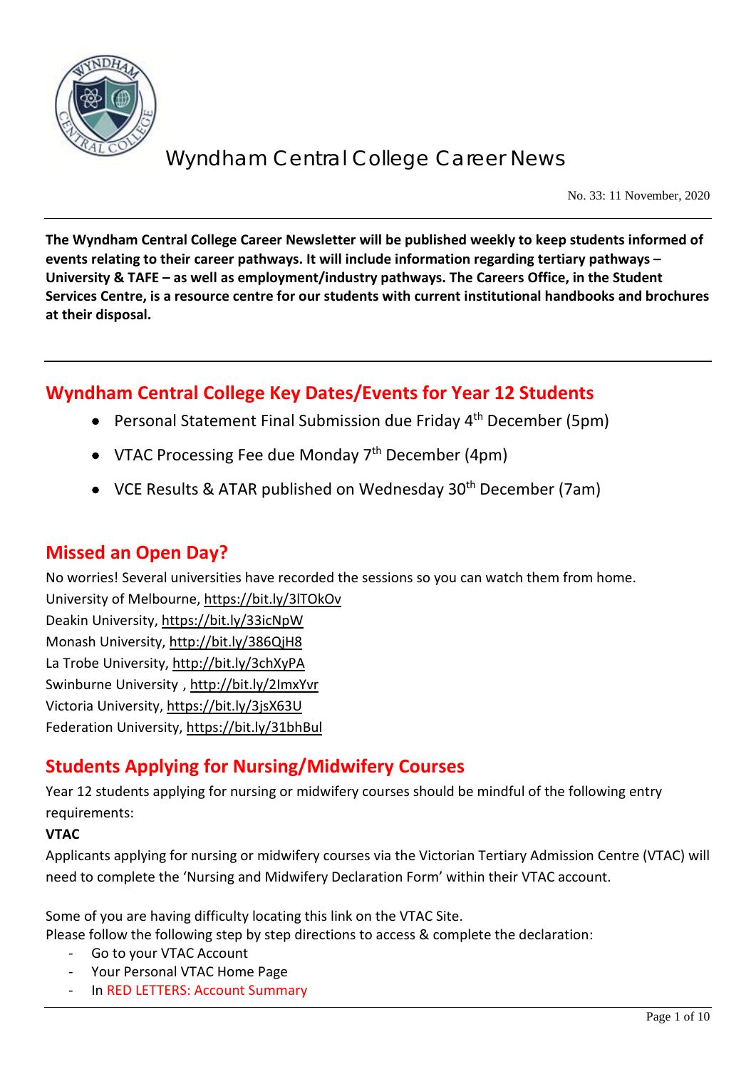# Wyndham Central College Career News

No. 33: 11 November, 2020

**The Wyndham Central College Career Newsletter will be published weekly to keep students informed of events relating to their career pathways. It will include information regarding tertiary pathways – University & TAFE – as well as employment/industry pathways. The Careers Office, in the Student Services Centre, is a resource centre for our students with current institutional handbooks and brochures at their disposal.**

## Wyndham Central College Key Dates/Events for Year 12 Students

- Personal Statement Final Submission due Friday 4th December (5pm)
- VTAC Processing Fee due Monday 7th December (4pm)
- VCE Results & ATAR published on Wednesday 30th December (7am)

## Missed an Open Day?

No worries! Several universities have recorded the sessions so you can watch them from home.
University of Melbourne, https://bit.ly/3lTOkOv
Deakin University, https://bit.ly/33icNpW
Monash University, http://bit.ly/386QjH8
La Trobe University, http://bit.ly/3chXyPA
Swinburne University , http://bit.ly/2ImxYvr
Victoria University, https://bit.ly/3jsX63U
Federation University, https://bit.ly/31bhBul

## Students Applying for Nursing/Midwifery Courses

Year 12 students applying for nursing or midwifery courses should be mindful of the following entry requirements:

**VTAC**

Applicants applying for nursing or midwifery courses via the Victorian Tertiary Admission Centre (VTAC) will need to complete the 'Nursing and Midwifery Declaration Form' within their VTAC account.

Some of you are having difficulty locating this link on the VTAC Site.
Please follow the following step by step directions to access & complete the declaration:

- Go to your VTAC Account
- Your Personal VTAC Home Page
- In RED LETTERS: Account Summary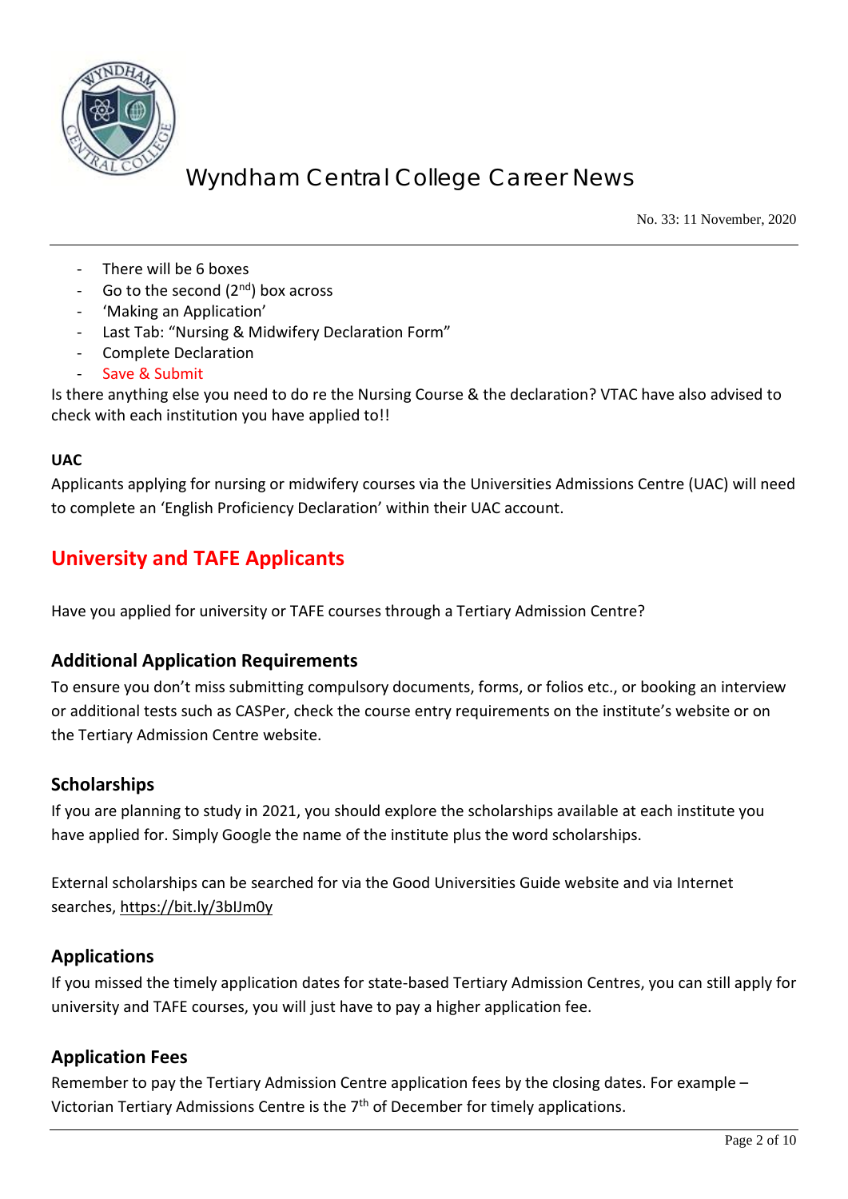- There will be 6 boxes
- Go to the second (2nd) box across
- 'Making an Application'
- Last Tab: "Nursing & Midwifery Declaration Form"
- Complete Declaration
- Save & Submit

Is there anything else you need to do re the Nursing Course & the declaration? VTAC have also advised to check with each institution you have applied to!!

**UAC**

Applicants applying for nursing or midwifery courses via the Universities Admissions Centre (UAC) will need to complete an 'English Proficiency Declaration' within their UAC account.

## University and TAFE Applicants

Have you applied for university or TAFE courses through a Tertiary Admission Centre?

### Additional Application Requirements

To ensure you don't miss submitting compulsory documents, forms, or folios etc., or booking an interview or additional tests such as CASPer, check the course entry requirements on the institute's website or on the Tertiary Admission Centre website.

### Scholarships

If you are planning to study in 2021, you should explore the scholarships available at each institute you have applied for. Simply Google the name of the institute plus the word scholarships.

External scholarships can be searched for via the Good Universities Guide website and via Internet searches, https://bit.ly/3blJm0y

### Applications

If you missed the timely application dates for state-based Tertiary Admission Centres, you can still apply for university and TAFE courses, you will just have to pay a higher application fee.

### Application Fees

Remember to pay the Tertiary Admission Centre application fees by the closing dates. For example – Victorian Tertiary Admissions Centre is the 7th of December for timely applications.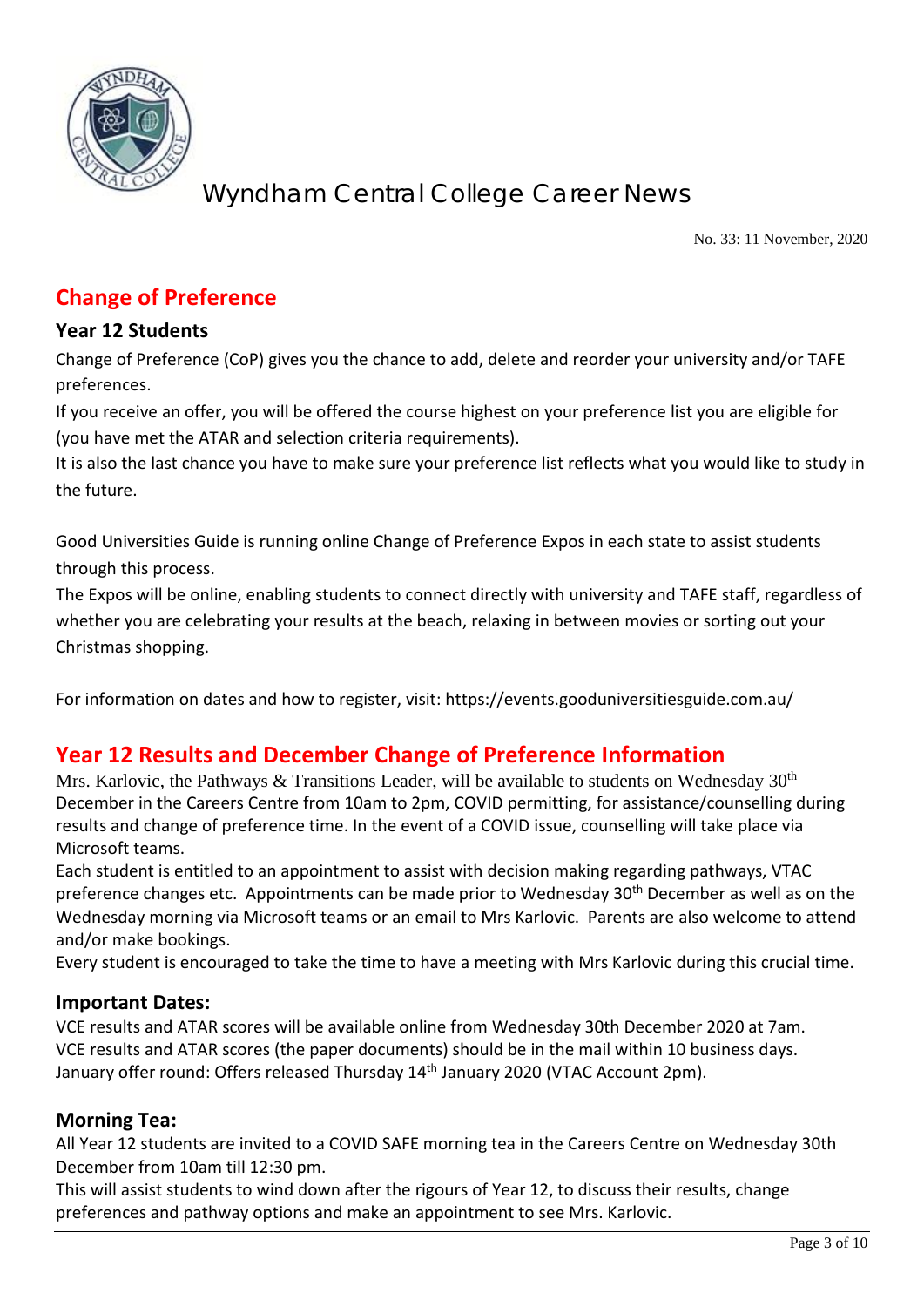# Wyndham Central College Career News

No. 33: 11 November, 2020

## Change of Preference

### Year 12 Students

Change of Preference (CoP) gives you the chance to add, delete and reorder your university and/or TAFE preferences.

If you receive an offer, you will be offered the course highest on your preference list you are eligible for (you have met the ATAR and selection criteria requirements).

It is also the last chance you have to make sure your preference list reflects what you would like to study in the future.

Good Universities Guide is running online Change of Preference Expos in each state to assist students through this process.

The Expos will be online, enabling students to connect directly with university and TAFE staff, regardless of whether you are celebrating your results at the beach, relaxing in between movies or sorting out your Christmas shopping.

For information on dates and how to register, visit: https://events.gooduniversitiesguide.com.au/

## Year 12 Results and December Change of Preference Information

Mrs. Karlovic, the Pathways & Transitions Leader, will be available to students on Wednesday 30th December in the Careers Centre from 10am to 2pm, COVID permitting, for assistance/counselling during results and change of preference time. In the event of a COVID issue, counselling will take place via Microsoft teams.

Each student is entitled to an appointment to assist with decision making regarding pathways, VTAC preference changes etc. Appointments can be made prior to Wednesday 30th December as well as on the Wednesday morning via Microsoft teams or an email to Mrs Karlovic. Parents are also welcome to attend and/or make bookings.

Every student is encouraged to take the time to have a meeting with Mrs Karlovic during this crucial time.

### Important Dates:

VCE results and ATAR scores will be available online from Wednesday 30th December 2020 at 7am.
VCE results and ATAR scores (the paper documents) should be in the mail within 10 business days.
January offer round: Offers released Thursday 14th January 2020 (VTAC Account 2pm).

### Morning Tea:

All Year 12 students are invited to a COVID SAFE morning tea in the Careers Centre on Wednesday 30th December from 10am till 12:30 pm.

This will assist students to wind down after the rigours of Year 12, to discuss their results, change preferences and pathway options and make an appointment to see Mrs. Karlovic.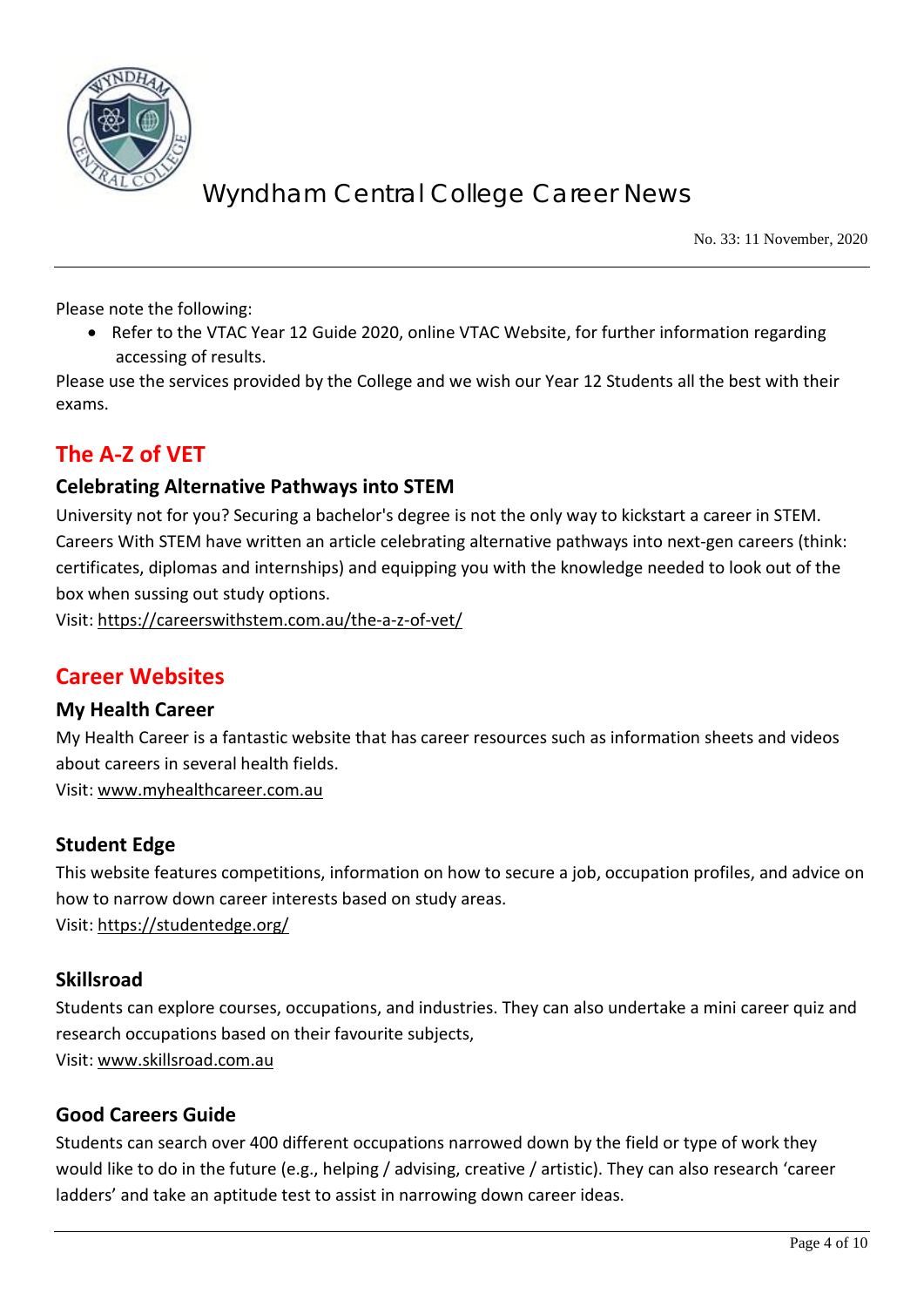Please note the following:

- Refer to the VTAC Year 12 Guide 2020, online VTAC Website, for further information regarding accessing of results.

Please use the services provided by the College and we wish our Year 12 Students all the best with their exams.

## The A-Z of VET

### Celebrating Alternative Pathways into STEM

University not for you? Securing a bachelor's degree is not the only way to kickstart a career in STEM. Careers With STEM have written an article celebrating alternative pathways into next-gen careers (think: certificates, diplomas and internships) and equipping you with the knowledge needed to look out of the box when sussing out study options.

Visit: https://careerswithstem.com.au/the-a-z-of-vet/

## Career Websites

### My Health Career

My Health Career is a fantastic website that has career resources such as information sheets and videos about careers in several health fields.

Visit: www.myhealthcareer.com.au

### Student Edge

This website features competitions, information on how to secure a job, occupation profiles, and advice on how to narrow down career interests based on study areas.

Visit: https://studentedge.org/

### Skillsroad

Students can explore courses, occupations, and industries. They can also undertake a mini career quiz and research occupations based on their favourite subjects,

Visit: www.skillsroad.com.au

### Good Careers Guide

Students can search over 400 different occupations narrowed down by the field or type of work they would like to do in the future (e.g., helping / advising, creative / artistic). They can also research 'career ladders' and take an aptitude test to assist in narrowing down career ideas.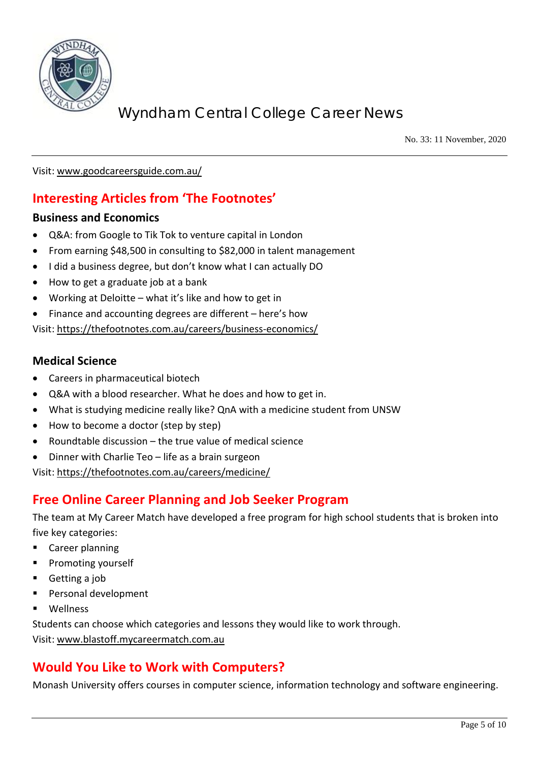Visit: www.goodcareersguide.com.au/

## Interesting Articles from 'The Footnotes'

### Business and Economics

- Q&A: from Google to Tik Tok to venture capital in London
- From earning $48,500 in consulting to $82,000 in talent management
- I did a business degree, but don't know what I can actually DO
- How to get a graduate job at a bank
- Working at Deloitte – what it's like and how to get in
- Finance and accounting degrees are different – here's how

Visit: https://thefootnotes.com.au/careers/business-economics/

### Medical Science

- Careers in pharmaceutical biotech
- Q&A with a blood researcher. What he does and how to get in.
- What is studying medicine really like? QnA with a medicine student from UNSW
- How to become a doctor (step by step)
- Roundtable discussion – the true value of medical science
- Dinner with Charlie Teo – life as a brain surgeon

Visit: https://thefootnotes.com.au/careers/medicine/

## Free Online Career Planning and Job Seeker Program

The team at My Career Match have developed a free program for high school students that is broken into five key categories:

- Career planning
- Promoting yourself
- Getting a job
- Personal development
- Wellness

Students can choose which categories and lessons they would like to work through.
Visit: www.blastoff.mycareermatch.com.au

## Would You Like to Work with Computers?

Monash University offers courses in computer science, information technology and software engineering.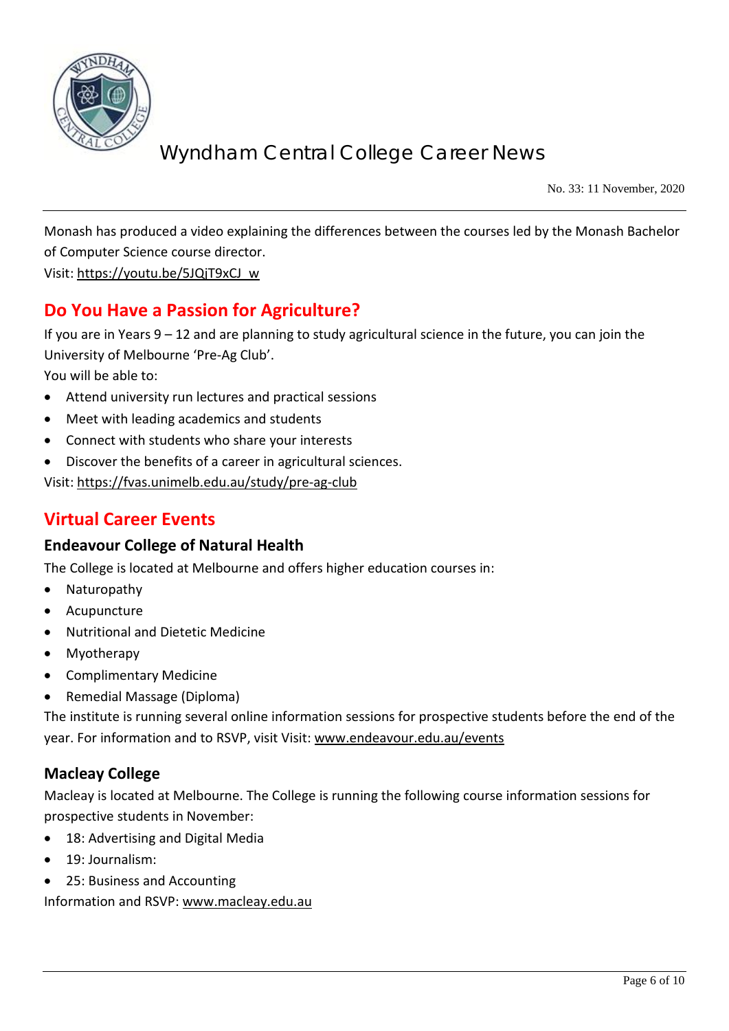Monash has produced a video explaining the differences between the courses led by the Monash Bachelor of Computer Science course director.
Visit: https://youtu.be/5JQjT9xCJ_w

## Do You Have a Passion for Agriculture?

If you are in Years 9 – 12 and are planning to study agricultural science in the future, you can join the University of Melbourne 'Pre-Ag Club'.
You will be able to:

- Attend university run lectures and practical sessions
- Meet with leading academics and students
- Connect with students who share your interests
- Discover the benefits of a career in agricultural sciences.

Visit: https://fvas.unimelb.edu.au/study/pre-ag-club

## Virtual Career Events

### Endeavour College of Natural Health

The College is located at Melbourne and offers higher education courses in:

- Naturopathy
- Acupuncture
- Nutritional and Dietetic Medicine
- Myotherapy
- Complimentary Medicine
- Remedial Massage (Diploma)

The institute is running several online information sessions for prospective students before the end of the year. For information and to RSVP, visit Visit: www.endeavour.edu.au/events

### Macleay College

Macleay is located at Melbourne. The College is running the following course information sessions for prospective students in November:

- 18: Advertising and Digital Media
- 19: Journalism:
- 25: Business and Accounting

Information and RSVP: www.macleay.edu.au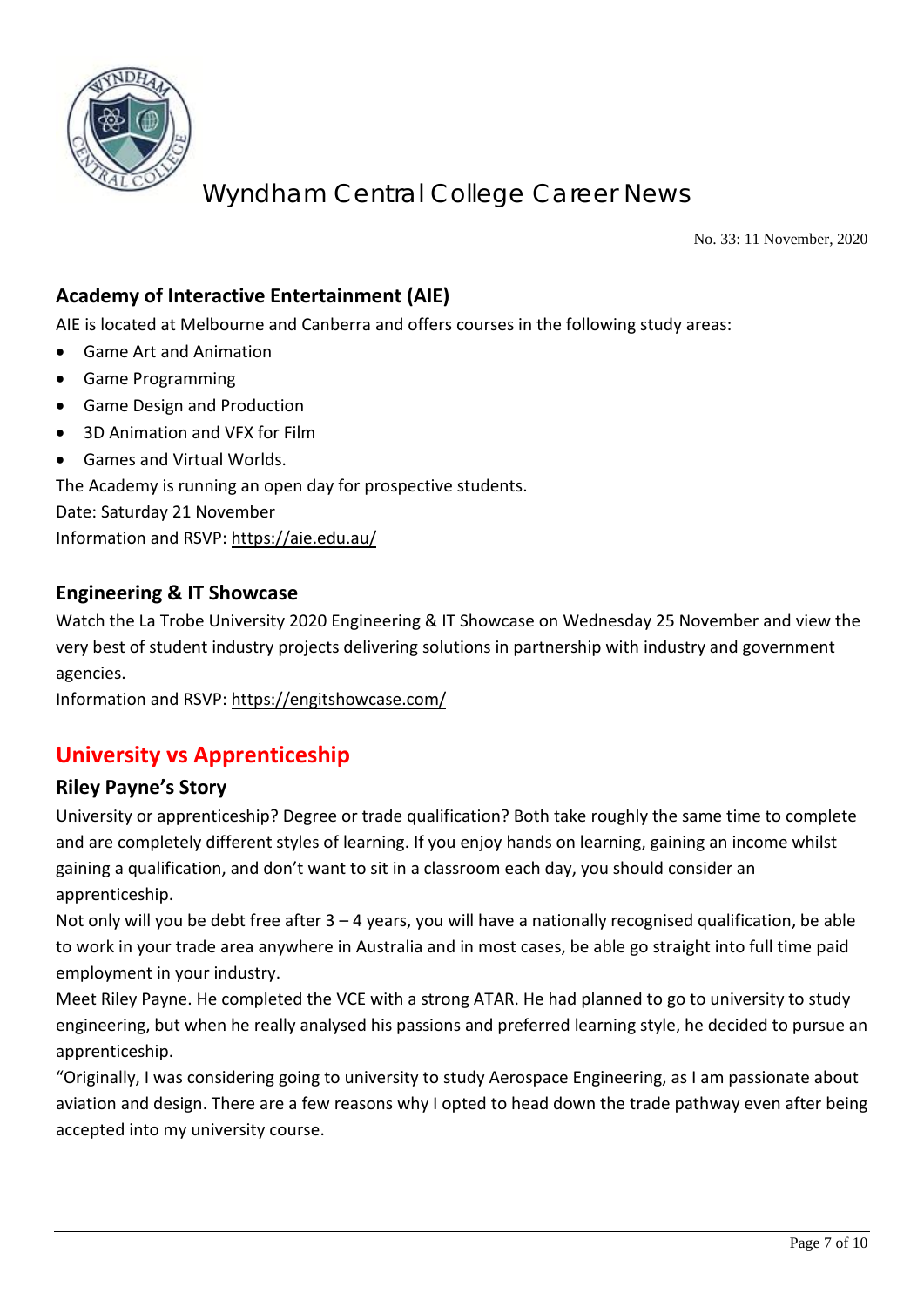## Academy of Interactive Entertainment (AIE)

AIE is located at Melbourne and Canberra and offers courses in the following study areas:

- Game Art and Animation
- Game Programming
- Game Design and Production
- 3D Animation and VFX for Film
- Games and Virtual Worlds.

The Academy is running an open day for prospective students.

Date: Saturday 21 November

Information and RSVP: https://aie.edu.au/

## Engineering & IT Showcase

Watch the La Trobe University 2020 Engineering & IT Showcase on Wednesday 25 November and view the very best of student industry projects delivering solutions in partnership with industry and government agencies.

Information and RSVP: https://engitshowcase.com/

# University vs Apprenticeship

## Riley Payne's Story

University or apprenticeship? Degree or trade qualification? Both take roughly the same time to complete and are completely different styles of learning. If you enjoy hands on learning, gaining an income whilst gaining a qualification, and don't want to sit in a classroom each day, you should consider an apprenticeship.

Not only will you be debt free after 3 – 4 years, you will have a nationally recognised qualification, be able to work in your trade area anywhere in Australia and in most cases, be able go straight into full time paid employment in your industry.

Meet Riley Payne. He completed the VCE with a strong ATAR. He had planned to go to university to study engineering, but when he really analysed his passions and preferred learning style, he decided to pursue an apprenticeship.

"Originally, I was considering going to university to study Aerospace Engineering, as I am passionate about aviation and design. There are a few reasons why I opted to head down the trade pathway even after being accepted into my university course.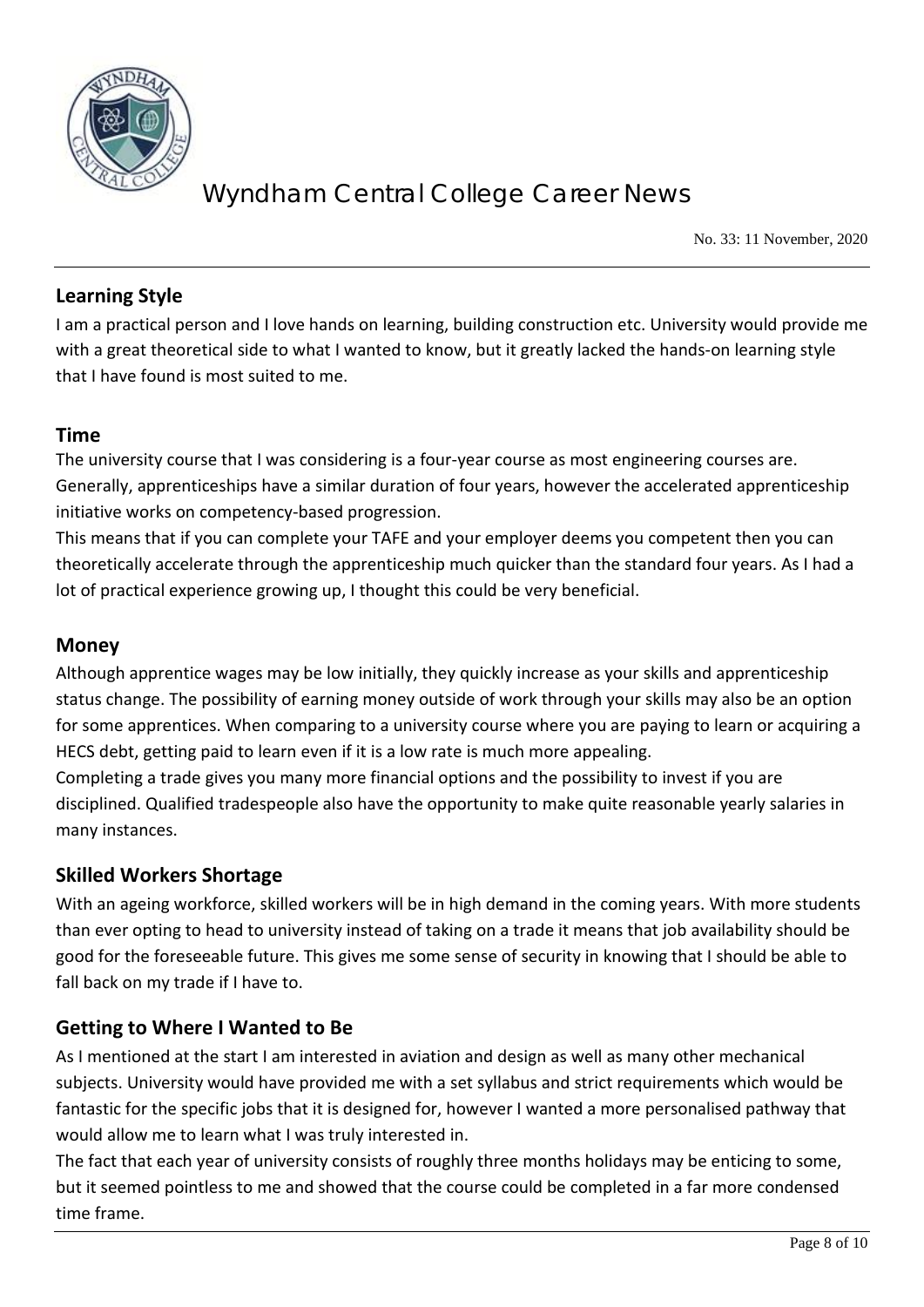## Learning Style

I am a practical person and I love hands on learning, building construction etc. University would provide me with a great theoretical side to what I wanted to know, but it greatly lacked the hands-on learning style that I have found is most suited to me.

## Time

The university course that I was considering is a four-year course as most engineering courses are. Generally, apprenticeships have a similar duration of four years, however the accelerated apprenticeship initiative works on competency-based progression.

This means that if you can complete your TAFE and your employer deems you competent then you can theoretically accelerate through the apprenticeship much quicker than the standard four years. As I had a lot of practical experience growing up, I thought this could be very beneficial.

## Money

Although apprentice wages may be low initially, they quickly increase as your skills and apprenticeship status change. The possibility of earning money outside of work through your skills may also be an option for some apprentices. When comparing to a university course where you are paying to learn or acquiring a HECS debt, getting paid to learn even if it is a low rate is much more appealing.

Completing a trade gives you many more financial options and the possibility to invest if you are disciplined. Qualified tradespeople also have the opportunity to make quite reasonable yearly salaries in many instances.

## Skilled Workers Shortage

With an ageing workforce, skilled workers will be in high demand in the coming years. With more students than ever opting to head to university instead of taking on a trade it means that job availability should be good for the foreseeable future. This gives me some sense of security in knowing that I should be able to fall back on my trade if I have to.

## Getting to Where I Wanted to Be

As I mentioned at the start I am interested in aviation and design as well as many other mechanical subjects. University would have provided me with a set syllabus and strict requirements which would be fantastic for the specific jobs that it is designed for, however I wanted a more personalised pathway that would allow me to learn what I was truly interested in.

The fact that each year of university consists of roughly three months holidays may be enticing to some, but it seemed pointless to me and showed that the course could be completed in a far more condensed time frame.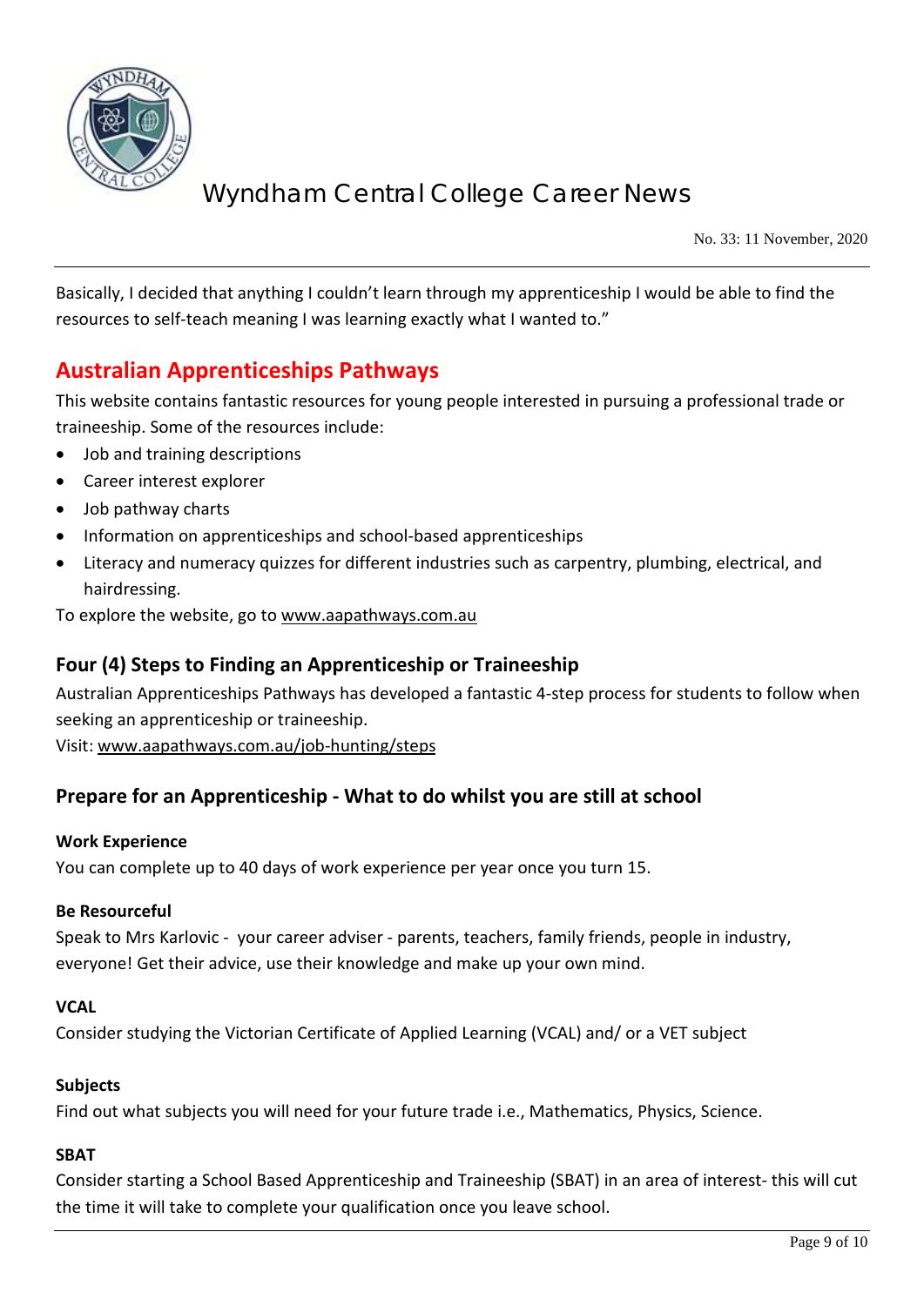Basically, I decided that anything I couldn't learn through my apprenticeship I would be able to find the resources to self-teach meaning I was learning exactly what I wanted to."

## Australian Apprenticeships Pathways

This website contains fantastic resources for young people interested in pursuing a professional trade or traineeship. Some of the resources include:

- Job and training descriptions
- Career interest explorer
- Job pathway charts
- Information on apprenticeships and school-based apprenticeships
- Literacy and numeracy quizzes for different industries such as carpentry, plumbing, electrical, and hairdressing.

To explore the website, go to www.aapathways.com.au

### Four (4) Steps to Finding an Apprenticeship or Traineeship

Australian Apprenticeships Pathways has developed a fantastic 4-step process for students to follow when seeking an apprenticeship or traineeship.
Visit: www.aapathways.com.au/job-hunting/steps

### Prepare for an Apprenticeship - What to do whilst you are still at school

**Work Experience**

You can complete up to 40 days of work experience per year once you turn 15.

**Be Resourceful**

Speak to Mrs Karlovic - your career adviser - parents, teachers, family friends, people in industry, everyone! Get their advice, use their knowledge and make up your own mind.

**VCAL**

Consider studying the Victorian Certificate of Applied Learning (VCAL) and/ or a VET subject

**Subjects**

Find out what subjects you will need for your future trade i.e., Mathematics, Physics, Science.

**SBAT**

Consider starting a School Based Apprenticeship and Traineeship (SBAT) in an area of interest- this will cut the time it will take to complete your qualification once you leave school.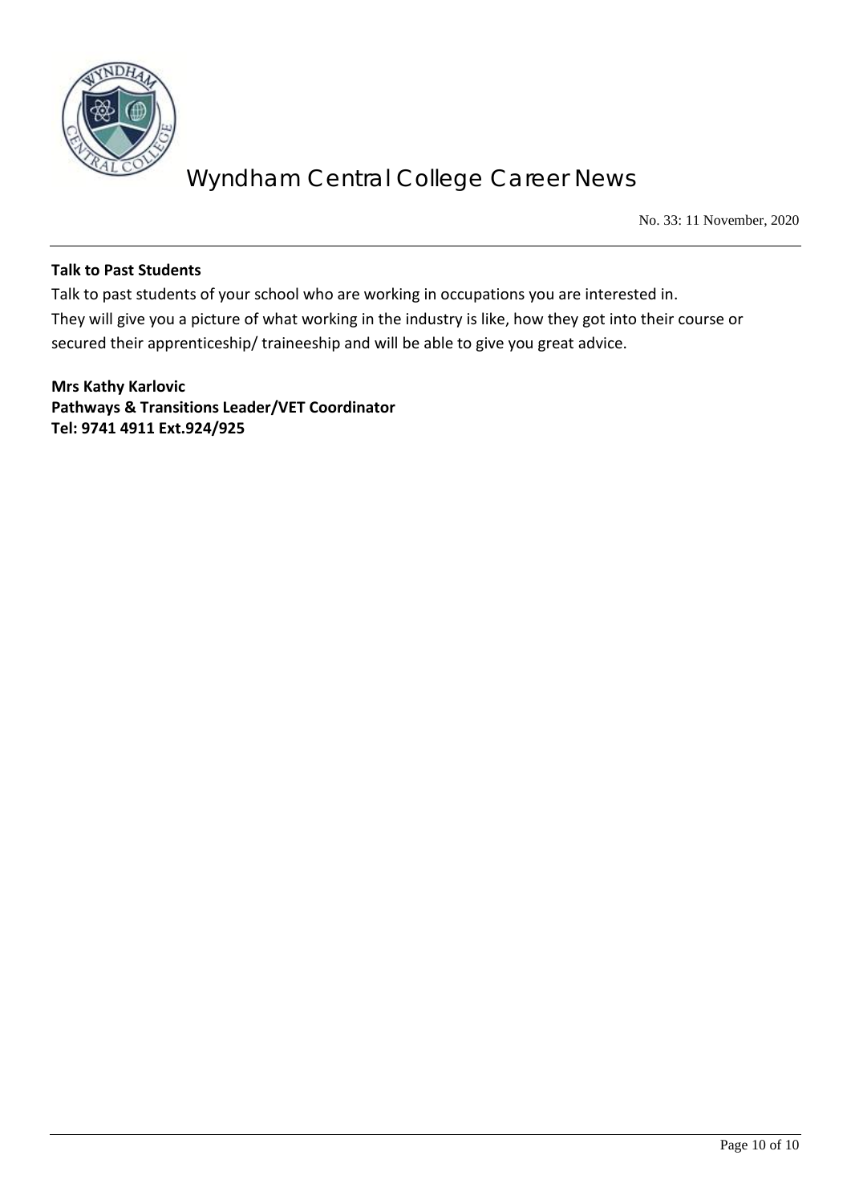**Talk to Past Students**

Talk to past students of your school who are working in occupations you are interested in.
They will give you a picture of what working in the industry is like, how they got into their course or secured their apprenticeship/ traineeship and will be able to give you great advice.

**Mrs Kathy Karlovic**
**Pathways & Transitions Leader/VET Coordinator**
**Tel: 9741 4911 Ext.924/925**